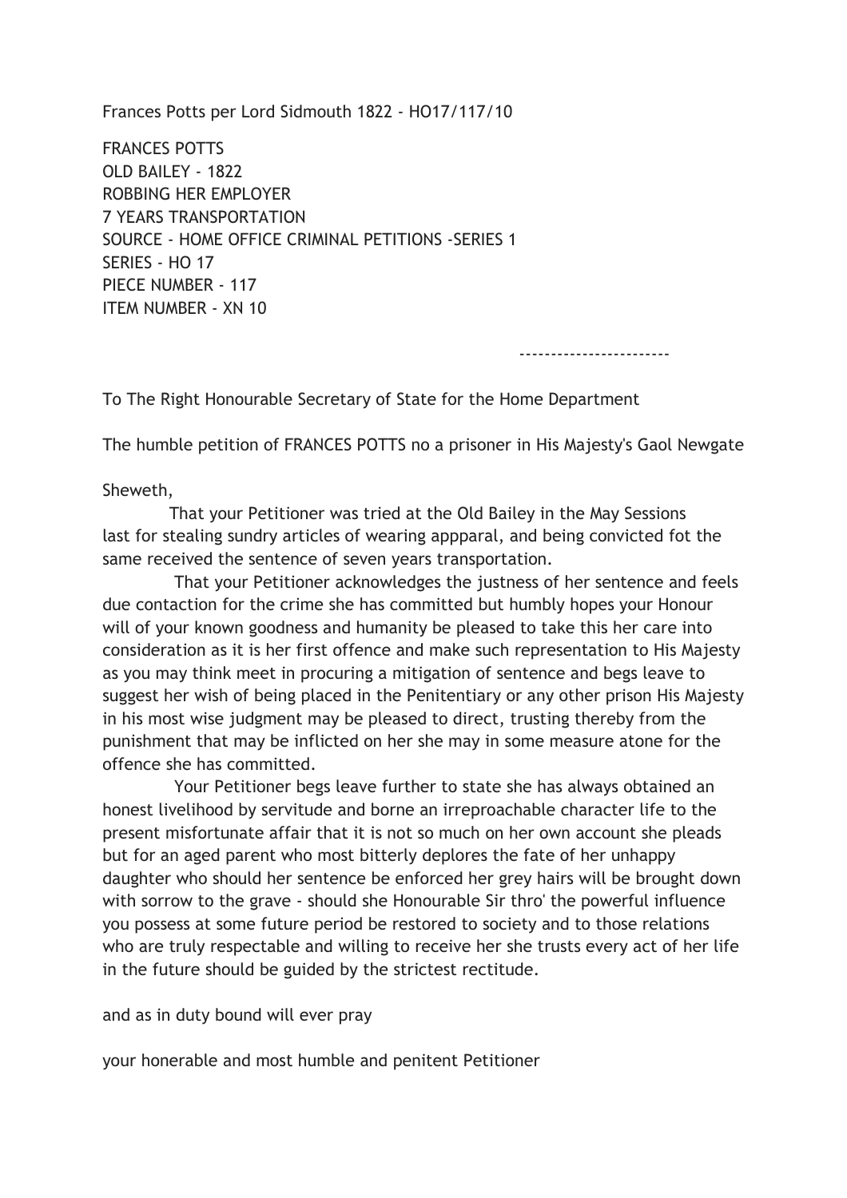Frances Potts per Lord Sidmouth 1822 - HO17/117/10

FRANCES POTTS
OLD BAILEY - 1822
ROBBING HER EMPLOYER
7 YEARS TRANSPORTATION
SOURCE - HOME OFFICE CRIMINAL PETITIONS -SERIES 1
SERIES - HO 17
PIECE NUMBER - 117
ITEM NUMBER - XN 10

------------------------

To The Right Honourable Secretary of State for the Home Department

The humble petition of FRANCES POTTS no a prisoner in His Majesty's Gaol Newgate

Sheweth,

That your Petitioner was tried at the Old Bailey in the May Sessions last for stealing sundry articles of wearing appparal, and being convicted fot the same received the sentence of seven years transportation.

That your Petitioner acknowledges the justness of her sentence and feels due contaction for the crime she has committed but humbly hopes your Honour will of your known goodness and humanity be pleased to take this her care into consideration as it is her first offence and make such representation to His Majesty as you may think meet in procuring a mitigation of sentence and begs leave to suggest her wish of being placed in the Penitentiary or any other prison His Majesty in his most wise judgment may be pleased to direct, trusting thereby from the punishment that may be inflicted on her she may in some measure atone for the offence she has committed.

Your Petitioner begs leave further to state she has always obtained an honest livelihood by servitude and borne an irreproachable character life to the present misfortunate affair that it is not so much on her own account she pleads but for an aged parent who most bitterly deplores the fate of her unhappy daughter who should her sentence be enforced her grey hairs will be brought down with sorrow to the grave - should she Honourable Sir thro' the powerful influence you possess at some future period be restored to society and to those relations who are truly respectable and willing to receive her she trusts every act of her life in the future should be guided by the strictest rectitude.

and as in duty bound will ever pray

your honerable and most humble and penitent Petitioner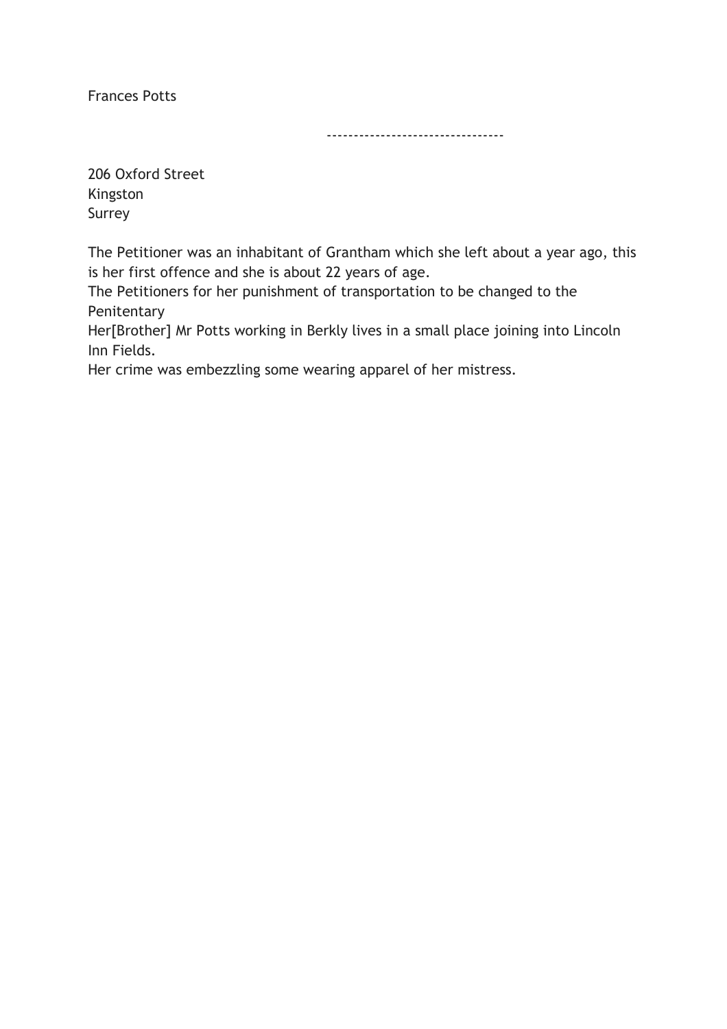Frances Potts

--------------------------------

206 Oxford Street
Kingston
Surrey

The Petitioner was an inhabitant of Grantham which she left about a year ago, this is her first offence and she is about 22 years of age.
The Petitioners for her punishment of transportation to be changed to the Penitentary
Her[Brother] Mr Potts working in Berkly lives in a small place joining into Lincoln Inn Fields.
Her crime was embezzling some wearing apparel of her mistress.